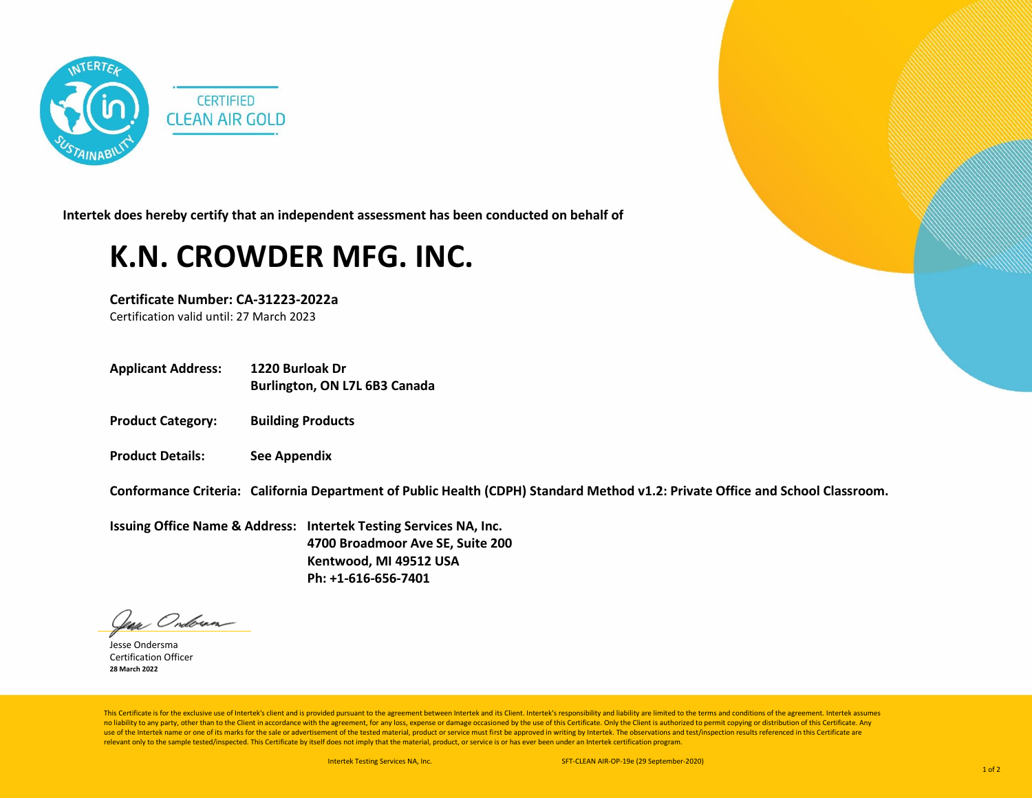INTERTEK SUSTAINABILITY

CERTIFIED
CLEAN AIR GOLD

**Intertek does hereby certify that an independent assessment has been conducted on behalf of**

# K.N. CROWDER MFG. INC.

**Certificate Number: CA-31223-2022a**
Certification valid until: 27 March 2023

**Applicant Address:** **1220 Burloak Dr**
**Burlington, ON L7L 6B3 Canada**

**Product Category:** **Building Products**

**Product Details:** **See Appendix**

**Conformance Criteria:** **California Department of Public Health (CDPH) Standard Method v1.2: Private Office and School Classroom.**

**Issuing Office Name & Address:** **Intertek Testing Services NA, Inc.**
**4700 Broadmoor Ave SE, Suite 200**
**Kentwood, MI 49512 USA**
**Ph: +1-616-656-7401**

Jesse Ondersma
Certification Officer
**28 March 2022**

This Certificate is for the exclusive use of Intertek's client and is provided pursuant to the agreement between Intertek and its Client. Intertek's responsibility and liability are limited to the terms and conditions of the agreement. Intertek assumes no liability to any party, other than to the Client in accordance with the agreement, for any loss, expense or damage occasioned by the use of this Certificate. Only the Client is authorized to permit copying or distribution of this Certificate. Any use of the Intertek name or one of its marks for the sale or advertisement of the tested material, product or service must first be approved in writing by Intertek. The observations and test/inspection results referenced in this Certificate are relevant only to the sample tested/inspected. This Certificate by itself does not imply that the material, product, or service is or has ever been under an Intertek certification program.

Intertek Testing Services NA, Inc. SFT-CLEAN AIR-OP-19e (29 September-2020)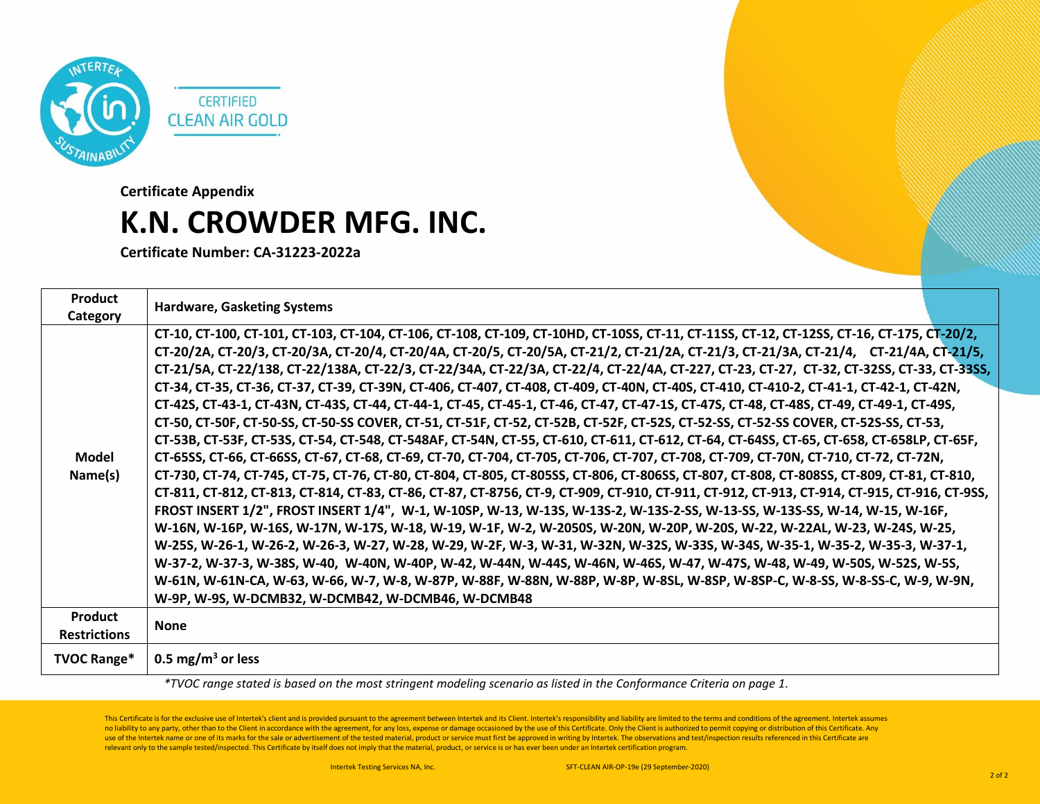CERTIFIED
CLEAN AIR GOLD

**Certificate Appendix**

# K.N. CROWDER MFG. INC.

**Certificate Number: CA-31223-2022a**

| | |
|---|---|
| **Product Category** | **Hardware, Gasketing Systems** |
| **Model Name(s)** | **CT-10, CT-100, CT-101, CT-103, CT-104, CT-106, CT-108, CT-109, CT-10HD, CT-10SS, CT-11, CT-11SS, CT-12, CT-12SS, CT-16, CT-175, CT-20/2, CT-20/2A, CT-20/3, CT-20/3A, CT-20/4, CT-20/4A, CT-20/5, CT-20/5A, CT-21/2, CT-21/2A, CT-21/3, CT-21/3A, CT-21/4, CT-21/4A, CT-21/5, CT-21/5A, CT-22/138, CT-22/138A, CT-22/3, CT-22/34A, CT-22/3A, CT-22/4, CT-22/4A, CT-227, CT-23, CT-27, CT-32, CT-32SS, CT-33, CT-33SS, CT-34, CT-35, CT-36, CT-37, CT-39, CT-39N, CT-406, CT-407, CT-408, CT-409, CT-40N, CT-40S, CT-410, CT-410-2, CT-41-1, CT-42-1, CT-42N, CT-42S, CT-43-1, CT-43N, CT-43S, CT-44, CT-44-1, CT-45, CT-45-1, CT-46, CT-47, CT-47-1S, CT-47S, CT-48, CT-48S, CT-49, CT-49-1, CT-49S, CT-50, CT-50F, CT-50-SS, CT-50-SS COVER, CT-51, CT-51F, CT-52, CT-52B, CT-52F, CT-52S, CT-52-SS, CT-52-SS COVER, CT-52S-SS, CT-53, CT-53B, CT-53F, CT-53S, CT-54, CT-548, CT-548AF, CT-54N, CT-55, CT-610, CT-611, CT-612, CT-64, CT-64SS, CT-65, CT-658, CT-658LP, CT-65F, CT-65SS, CT-66, CT-66SS, CT-67, CT-68, CT-69, CT-70, CT-704, CT-705, CT-706, CT-707, CT-708, CT-709, CT-70N, CT-710, CT-72, CT-72N, CT-730, CT-74, CT-745, CT-75, CT-76, CT-80, CT-804, CT-805, CT-805SS, CT-806, CT-806SS, CT-807, CT-808, CT-808SS, CT-809, CT-81, CT-810, CT-811, CT-812, CT-813, CT-814, CT-83, CT-86, CT-87, CT-8756, CT-9, CT-909, CT-910, CT-911, CT-912, CT-913, CT-914, CT-915, CT-916, CT-9SS, FROST INSERT 1/2", FROST INSERT 1/4", W-1, W-10SP, W-13, W-13S, W-13S-2, W-13S-2-SS, W-13-SS, W-13S-SS, W-14, W-15, W-16F, W-16N, W-16P, W-16S, W-17N, W-17S, W-18, W-19, W-1F, W-2, W-2050S, W-20N, W-20P, W-20S, W-22, W-22AL, W-23, W-24S, W-25, W-25S, W-26-1, W-26-2, W-26-3, W-27, W-28, W-29, W-2F, W-3, W-31, W-32N, W-32S, W-33S, W-34S, W-35-1, W-35-2, W-35-3, W-37-1, W-37-2, W-37-3, W-38S, W-40, W-40N, W-40P, W-42, W-44N, W-44S, W-46N, W-46S, W-47, W-47S, W-48, W-49, W-50S, W-52S, W-5S, W-61N, W-61N-CA, W-63, W-66, W-7, W-8, W-87P, W-88F, W-88N, W-88P, W-8P, W-8SL, W-8SP, W-8SP-C, W-8-SS, W-8-SS-C, W-9, W-9N, W-9P, W-9S, W-DCMB32, W-DCMB42, W-DCMB46, W-DCMB48** |
| **Product Restrictions** | **None** |
| **TVOC Range*** | **0.5 mg/m$^3$ or less** |

**TVOC range stated is based on the most stringent modeling scenario as listed in the Conformance Criteria on page 1.*

This Certificate is for the exclusive use of Intertek's client and is provided pursuant to the agreement between Intertek and its Client. Intertek's responsibility and liability are limited to the terms and conditions of the agreement. Intertek assumes no liability to any party, other than to the Client in accordance with the agreement, for any loss, expense or damage occasioned by the use of this Certificate. Only the Client is authorized to permit copying or distribution of this Certificate. Any use of the Intertek name or one of its marks for the sale or advertisement of the tested material, product or service must first be approved in writing by Intertek. The observations and test/inspection results referenced in this Certificate are relevant only to the sample tested/inspected. This Certificate by itself does not imply that the material, product, or service is or has ever been under an Intertek certification program.

Intertek Testing Services NA, Inc. SFT-CLEAN AIR-OP-19e (29 September-2020)